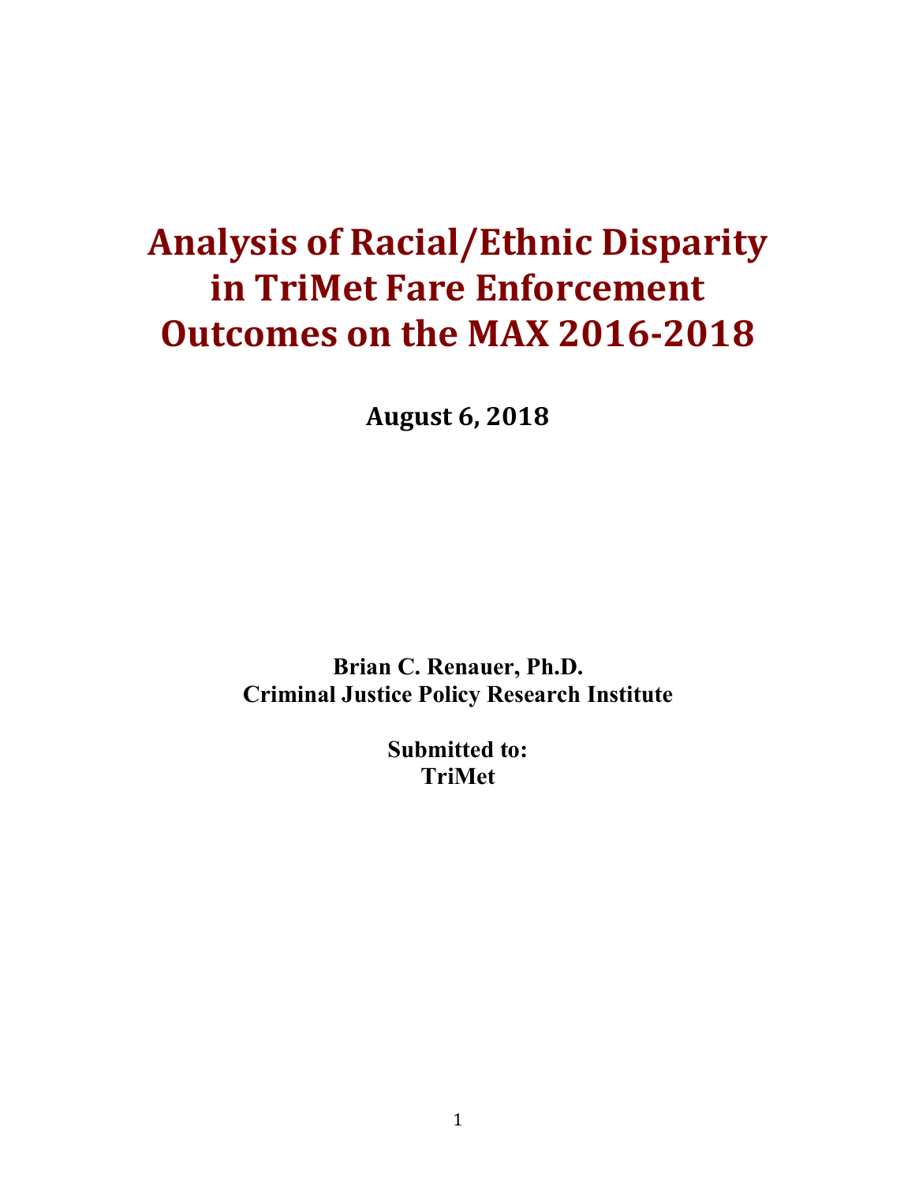# Analysis of Racial/Ethnic Disparity in TriMet Fare Enforcement Outcomes on the MAX 2016-2018

**August 6, 2018**

**Brian C. Renauer, Ph.D.**
**Criminal Justice Policy Research Institute**

**Submitted to:**
**TriMet**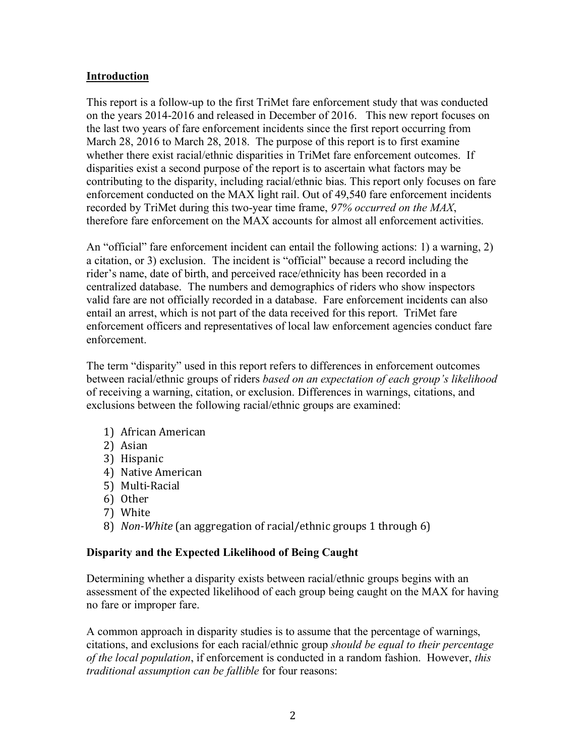## Introduction

This report is a follow-up to the first TriMet fare enforcement study that was conducted on the years 2014-2016 and released in December of 2016. This new report focuses on the last two years of fare enforcement incidents since the first report occurring from March 28, 2016 to March 28, 2018. The purpose of this report is to first examine whether there exist racial/ethnic disparities in TriMet fare enforcement outcomes. If disparities exist a second purpose of the report is to ascertain what factors may be contributing to the disparity, including racial/ethnic bias. This report only focuses on fare enforcement conducted on the MAX light rail. Out of 49,540 fare enforcement incidents recorded by TriMet during this two-year time frame, *97% occurred on the MAX*, therefore fare enforcement on the MAX accounts for almost all enforcement activities.

An "official" fare enforcement incident can entail the following actions: 1) a warning, 2) a citation, or 3) exclusion. The incident is "official" because a record including the rider's name, date of birth, and perceived race/ethnicity has been recorded in a centralized database. The numbers and demographics of riders who show inspectors valid fare are not officially recorded in a database. Fare enforcement incidents can also entail an arrest, which is not part of the data received for this report. TriMet fare enforcement officers and representatives of local law enforcement agencies conduct fare enforcement.

The term "disparity" used in this report refers to differences in enforcement outcomes between racial/ethnic groups of riders *based on an expectation of each group's likelihood* of receiving a warning, citation, or exclusion. Differences in warnings, citations, and exclusions between the following racial/ethnic groups are examined:

1) African American
2) Asian
3) Hispanic
4) Native American
5) Multi-Racial
6) Other
7) White
8) *Non-White* (an aggregation of racial/ethnic groups 1 through 6)

### Disparity and the Expected Likelihood of Being Caught

Determining whether a disparity exists between racial/ethnic groups begins with an assessment of the expected likelihood of each group being caught on the MAX for having no fare or improper fare.

A common approach in disparity studies is to assume that the percentage of warnings, citations, and exclusions for each racial/ethnic group *should be equal to their percentage of the local population*, if enforcement is conducted in a random fashion. However, *this traditional assumption can be fallible* for four reasons: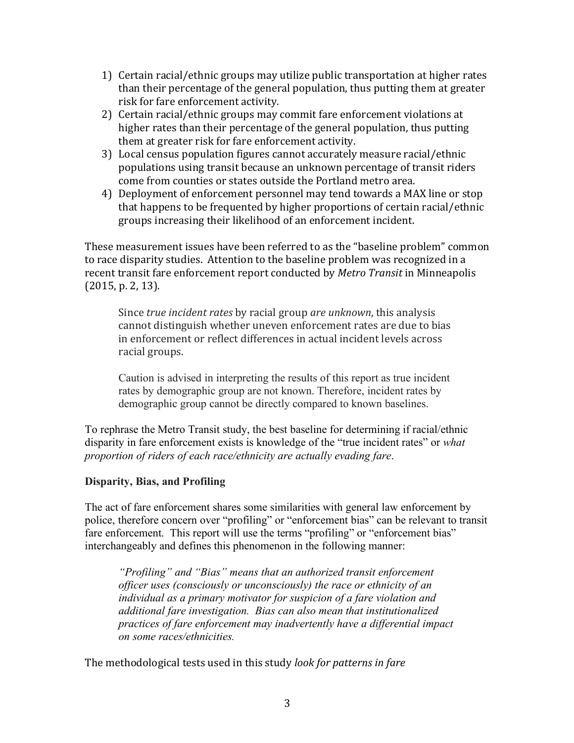1) Certain racial/ethnic groups may utilize public transportation at higher rates than their percentage of the general population, thus putting them at greater risk for fare enforcement activity.
2) Certain racial/ethnic groups may commit fare enforcement violations at higher rates than their percentage of the general population, thus putting them at greater risk for fare enforcement activity.
3) Local census population figures cannot accurately measure racial/ethnic populations using transit because an unknown percentage of transit riders come from counties or states outside the Portland metro area.
4) Deployment of enforcement personnel may tend towards a MAX line or stop that happens to be frequented by higher proportions of certain racial/ethnic groups increasing their likelihood of an enforcement incident.

These measurement issues have been referred to as the "baseline problem" common to race disparity studies. Attention to the baseline problem was recognized in a recent transit fare enforcement report conducted by *Metro Transit* in Minneapolis (2015, p. 2, 13).

> Since *true incident rates* by racial group *are unknown*, this analysis cannot distinguish whether uneven enforcement rates are due to bias in enforcement or reflect differences in actual incident levels across racial groups.
>
> Caution is advised in interpreting the results of this report as true incident rates by demographic group are not known. Therefore, incident rates by demographic group cannot be directly compared to known baselines.

To rephrase the Metro Transit study, the best baseline for determining if racial/ethnic disparity in fare enforcement exists is knowledge of the "true incident rates" or *what proportion of riders of each race/ethnicity are actually evading fare*.

**Disparity, Bias, and Profiling**

The act of fare enforcement shares some similarities with general law enforcement by police, therefore concern over "profiling" or "enforcement bias" can be relevant to transit fare enforcement. This report will use the terms "profiling" or "enforcement bias" interchangeably and defines this phenomenon in the following manner:

> *"Profiling" and "Bias" means that an authorized transit enforcement officer uses (consciously or unconsciously) the race or ethnicity of an individual as a primary motivator for suspicion of a fare violation and additional fare investigation. Bias can also mean that institutionalized practices of fare enforcement may inadvertently have a differential impact on some races/ethnicities.*

The methodological tests used in this study *look for patterns in fare*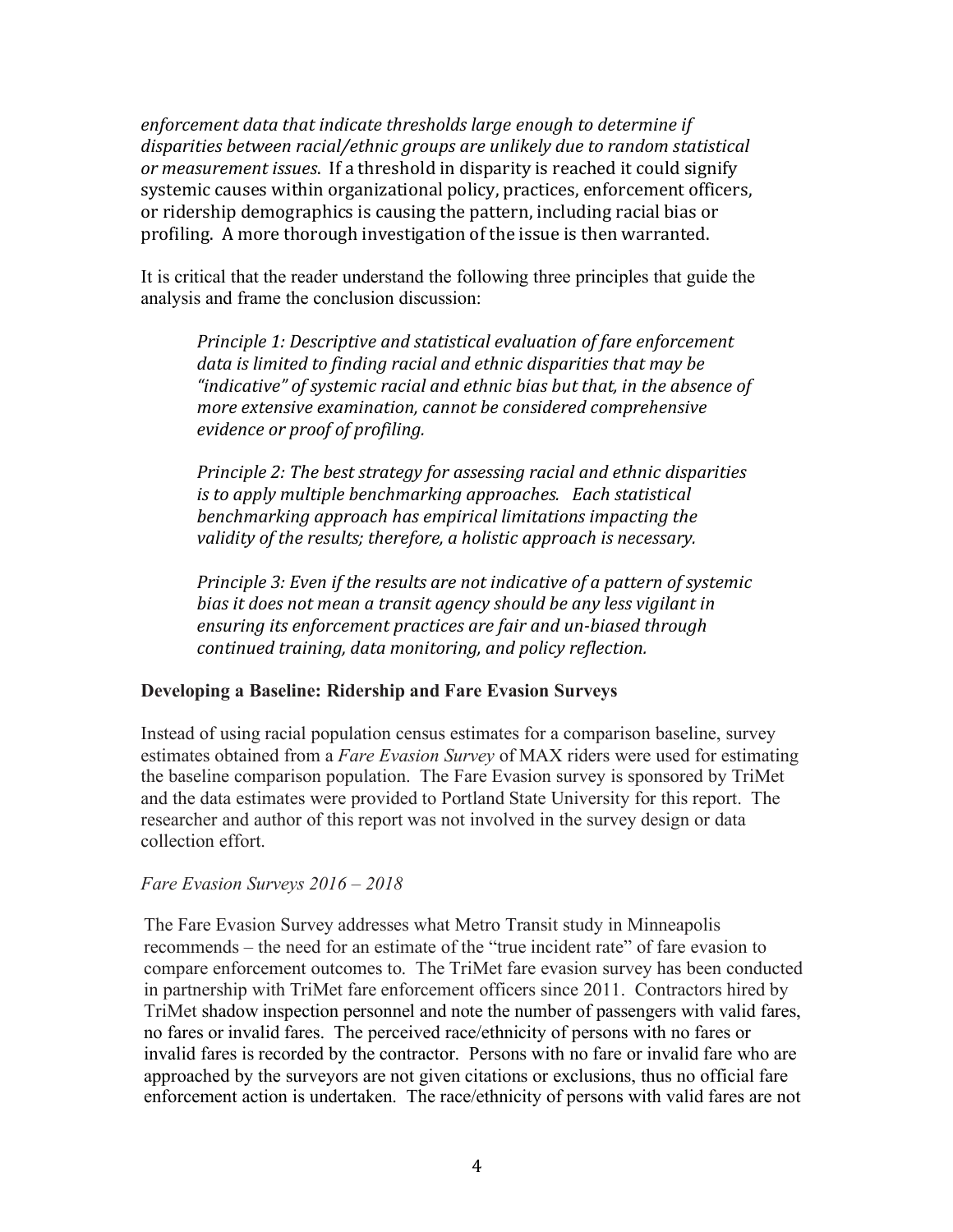*enforcement data that indicate thresholds large enough to determine if disparities between racial/ethnic groups are unlikely due to random statistical or measurement issues.* If a threshold in disparity is reached it could signify systemic causes within organizational policy, practices, enforcement officers, or ridership demographics is causing the pattern, including racial bias or profiling. A more thorough investigation of the issue is then warranted.

It is critical that the reader understand the following three principles that guide the analysis and frame the conclusion discussion:

> *Principle 1: Descriptive and statistical evaluation of fare enforcement data is limited to finding racial and ethnic disparities that may be "indicative" of systemic racial and ethnic bias but that, in the absence of more extensive examination, cannot be considered comprehensive evidence or proof of profiling.*
>
> *Principle 2: The best strategy for assessing racial and ethnic disparities is to apply multiple benchmarking approaches. Each statistical benchmarking approach has empirical limitations impacting the validity of the results; therefore, a holistic approach is necessary.*
>
> *Principle 3: Even if the results are not indicative of a pattern of systemic bias it does not mean a transit agency should be any less vigilant in ensuring its enforcement practices are fair and un-biased through continued training, data monitoring, and policy reflection.*

### Developing a Baseline: Ridership and Fare Evasion Surveys

Instead of using racial population census estimates for a comparison baseline, survey estimates obtained from a *Fare Evasion Survey* of MAX riders were used for estimating the baseline comparison population. The Fare Evasion survey is sponsored by TriMet and the data estimates were provided to Portland State University for this report. The researcher and author of this report was not involved in the survey design or data collection effort.

#### *Fare Evasion Surveys 2016 – 2018*

The Fare Evasion Survey addresses what Metro Transit study in Minneapolis recommends – the need for an estimate of the "true incident rate" of fare evasion to compare enforcement outcomes to. The TriMet fare evasion survey has been conducted in partnership with TriMet fare enforcement officers since 2011. Contractors hired by TriMet shadow inspection personnel and note the number of passengers with valid fares, no fares or invalid fares. The perceived race/ethnicity of persons with no fares or invalid fares is recorded by the contractor. Persons with no fare or invalid fare who are approached by the surveyors are not given citations or exclusions, thus no official fare enforcement action is undertaken. The race/ethnicity of persons with valid fares are not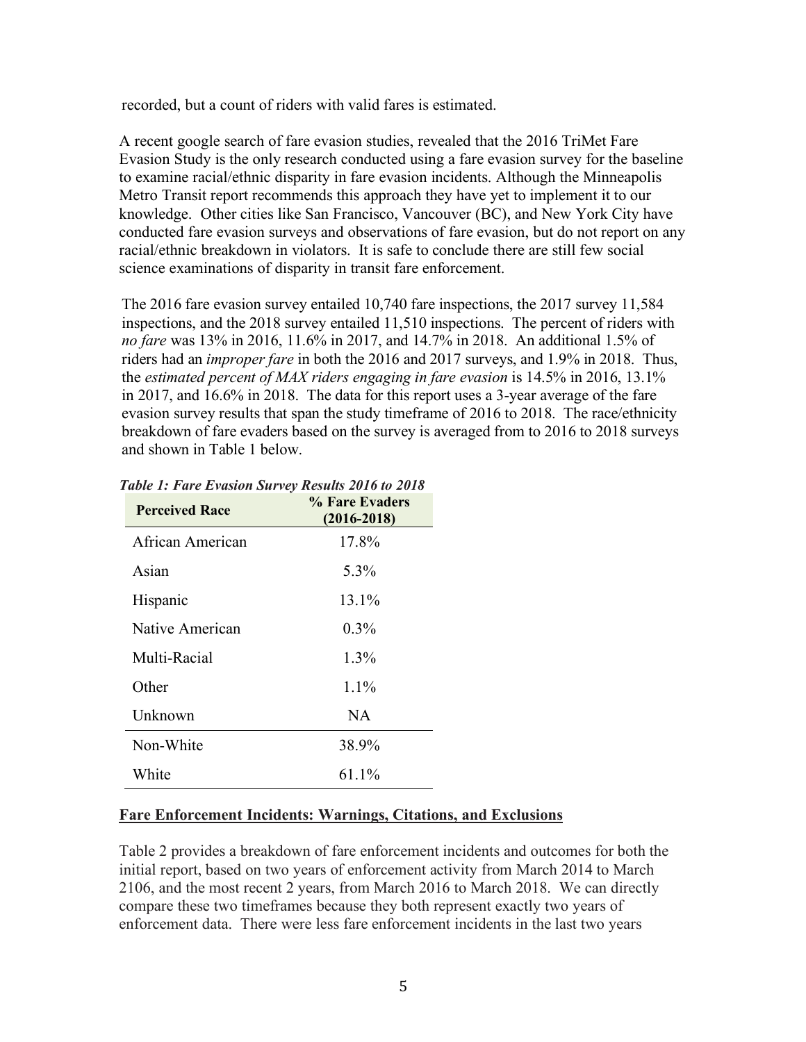recorded, but a count of riders with valid fares is estimated.

A recent google search of fare evasion studies, revealed that the 2016 TriMet Fare Evasion Study is the only research conducted using a fare evasion survey for the baseline to examine racial/ethnic disparity in fare evasion incidents. Although the Minneapolis Metro Transit report recommends this approach they have yet to implement it to our knowledge. Other cities like San Francisco, Vancouver (BC), and New York City have conducted fare evasion surveys and observations of fare evasion, but do not report on any racial/ethnic breakdown in violators. It is safe to conclude there are still few social science examinations of disparity in transit fare enforcement.

The 2016 fare evasion survey entailed 10,740 fare inspections, the 2017 survey 11,584 inspections, and the 2018 survey entailed 11,510 inspections. The percent of riders with *no fare* was 13% in 2016, 11.6% in 2017, and 14.7% in 2018. An additional 1.5% of riders had an *improper fare* in both the 2016 and 2017 surveys, and 1.9% in 2018. Thus, the *estimated percent of MAX riders engaging in fare evasion* is 14.5% in 2016, 13.1% in 2017, and 16.6% in 2018. The data for this report uses a 3-year average of the fare evasion survey results that span the study timeframe of 2016 to 2018. The race/ethnicity breakdown of fare evaders based on the survey is averaged from to 2016 to 2018 surveys and shown in Table 1 below.

***Table 1: Fare Evasion Survey Results 2016 to 2018***

| Perceived Race | % Fare Evaders (2016-2018) |
|---|---|
| African American | 17.8% |
| Asian | 5.3% |
| Hispanic | 13.1% |
| Native American | 0.3% |
| Multi-Racial | 1.3% |
| Other | 1.1% |
| Unknown | NA |
| Non-White | 38.9% |
| White | 61.1% |

## Fare Enforcement Incidents: Warnings, Citations, and Exclusions

Table 2 provides a breakdown of fare enforcement incidents and outcomes for both the initial report, based on two years of enforcement activity from March 2014 to March 2106, and the most recent 2 years, from March 2016 to March 2018. We can directly compare these two timeframes because they both represent exactly two years of enforcement data. There were less fare enforcement incidents in the last two years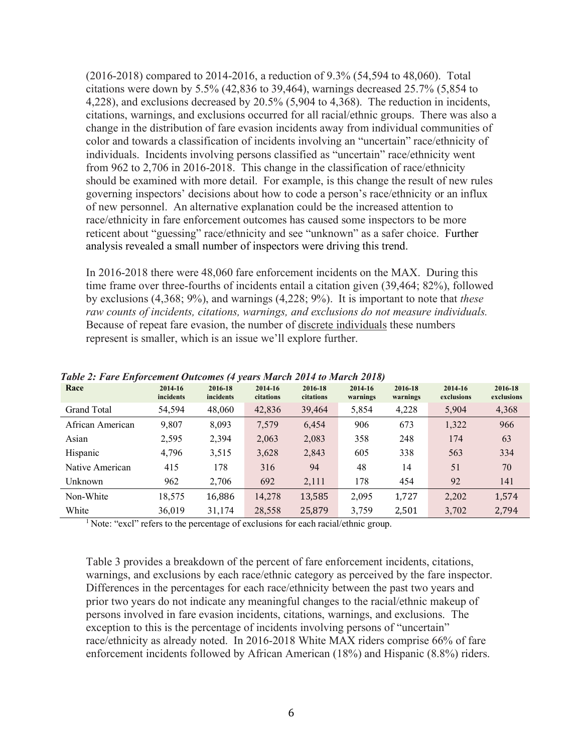(2016-2018) compared to 2014-2016, a reduction of 9.3% (54,594 to 48,060). Total citations were down by 5.5% (42,836 to 39,464), warnings decreased 25.7% (5,854 to 4,228), and exclusions decreased by 20.5% (5,904 to 4,368). The reduction in incidents, citations, warnings, and exclusions occurred for all racial/ethnic groups. There was also a change in the distribution of fare evasion incidents away from individual communities of color and towards a classification of incidents involving an "uncertain" race/ethnicity of individuals. Incidents involving persons classified as "uncertain" race/ethnicity went from 962 to 2,706 in 2016-2018. This change in the classification of race/ethnicity should be examined with more detail. For example, is this change the result of new rules governing inspectors' decisions about how to code a person's race/ethnicity or an influx of new personnel. An alternative explanation could be the increased attention to race/ethnicity in fare enforcement outcomes has caused some inspectors to be more reticent about "guessing" race/ethnicity and see "unknown" as a safer choice. Further analysis revealed a small number of inspectors were driving this trend.

In 2016-2018 there were 48,060 fare enforcement incidents on the MAX. During this time frame over three-fourths of incidents entail a citation given (39,464; 82%), followed by exclusions (4,368; 9%), and warnings (4,228; 9%). It is important to note that *these raw counts of incidents, citations, warnings, and exclusions do not measure individuals.* Because of repeat fare evasion, the number of discrete individuals these numbers represent is smaller, which is an issue we'll explore further.

***Table 2: Fare Enforcement Outcomes (4 years March 2014 to March 2018)***

| Race | 2014-16 incidents | 2016-18 incidents | 2014-16 citations | 2016-18 citations | 2014-16 warnings | 2016-18 warnings | 2014-16 exclusions | 2016-18 exclusions |
|---|---|---|---|---|---|---|---|---|
| Grand Total | 54,594 | 48,060 | 42,836 | 39,464 | 5,854 | 4,228 | 5,904 | 4,368 |
| African American | 9,807 | 8,093 | 7,579 | 6,454 | 906 | 673 | 1,322 | 966 |
| Asian | 2,595 | 2,394 | 2,063 | 2,083 | 358 | 248 | 174 | 63 |
| Hispanic | 4,796 | 3,515 | 3,628 | 2,843 | 605 | 338 | 563 | 334 |
| Native American | 415 | 178 | 316 | 94 | 48 | 14 | 51 | 70 |
| Unknown | 962 | 2,706 | 692 | 2,111 | 178 | 454 | 92 | 141 |
| Non-White | 18,575 | 16,886 | 14,278 | 13,585 | 2,095 | 1,727 | 2,202 | 1,574 |
| White | 36,019 | 31,174 | 28,558 | 25,879 | 3,759 | 2,501 | 3,702 | 2,794 |

[1] Note: "excl" refers to the percentage of exclusions for each racial/ethnic group.

Table 3 provides a breakdown of the percent of fare enforcement incidents, citations, warnings, and exclusions by each race/ethnic category as perceived by the fare inspector. Differences in the percentages for each race/ethnicity between the past two years and prior two years do not indicate any meaningful changes to the racial/ethnic makeup of persons involved in fare evasion incidents, citations, warnings, and exclusions. The exception to this is the percentage of incidents involving persons of "uncertain" race/ethnicity as already noted. In 2016-2018 White MAX riders comprise 66% of fare enforcement incidents followed by African American (18%) and Hispanic (8.8%) riders.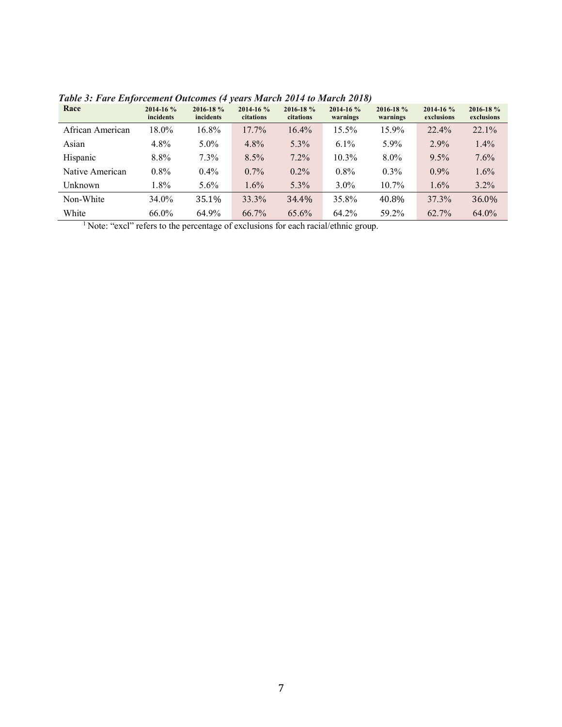***Table 3: Fare Enforcement Outcomes (4 years March 2014 to March 2018)***

| Race | 2014-16 % incidents | 2016-18 % incidents | 2014-16 % citations | 2016-18 % citations | 2014-16 % warnings | 2016-18 % warnings | 2014-16 % exclusions | 2016-18 % exclusions |
|---|---|---|---|---|---|---|---|---|
| African American | 18.0% | 16.8% | 17.7% | 16.4% | 15.5% | 15.9% | 22.4% | 22.1% |
| Asian | 4.8% | 5.0% | 4.8% | 5.3% | 6.1% | 5.9% | 2.9% | 1.4% |
| Hispanic | 8.8% | 7.3% | 8.5% | 7.2% | 10.3% | 8.0% | 9.5% | 7.6% |
| Native American | 0.8% | 0.4% | 0.7% | 0.2% | 0.8% | 0.3% | 0.9% | 1.6% |
| Unknown | 1.8% | 5.6% | 1.6% | 5.3% | 3.0% | 10.7% | 1.6% | 3.2% |
| Non-White | 34.0% | 35.1% | 33.3% | 34.4% | 35.8% | 40.8% | 37.3% | 36.0% |
| White | 66.0% | 64.9% | 66.7% | 65.6% | 64.2% | 59.2% | 62.7% | 64.0% |

[1] Note: "excl" refers to the percentage of exclusions for each racial/ethnic group.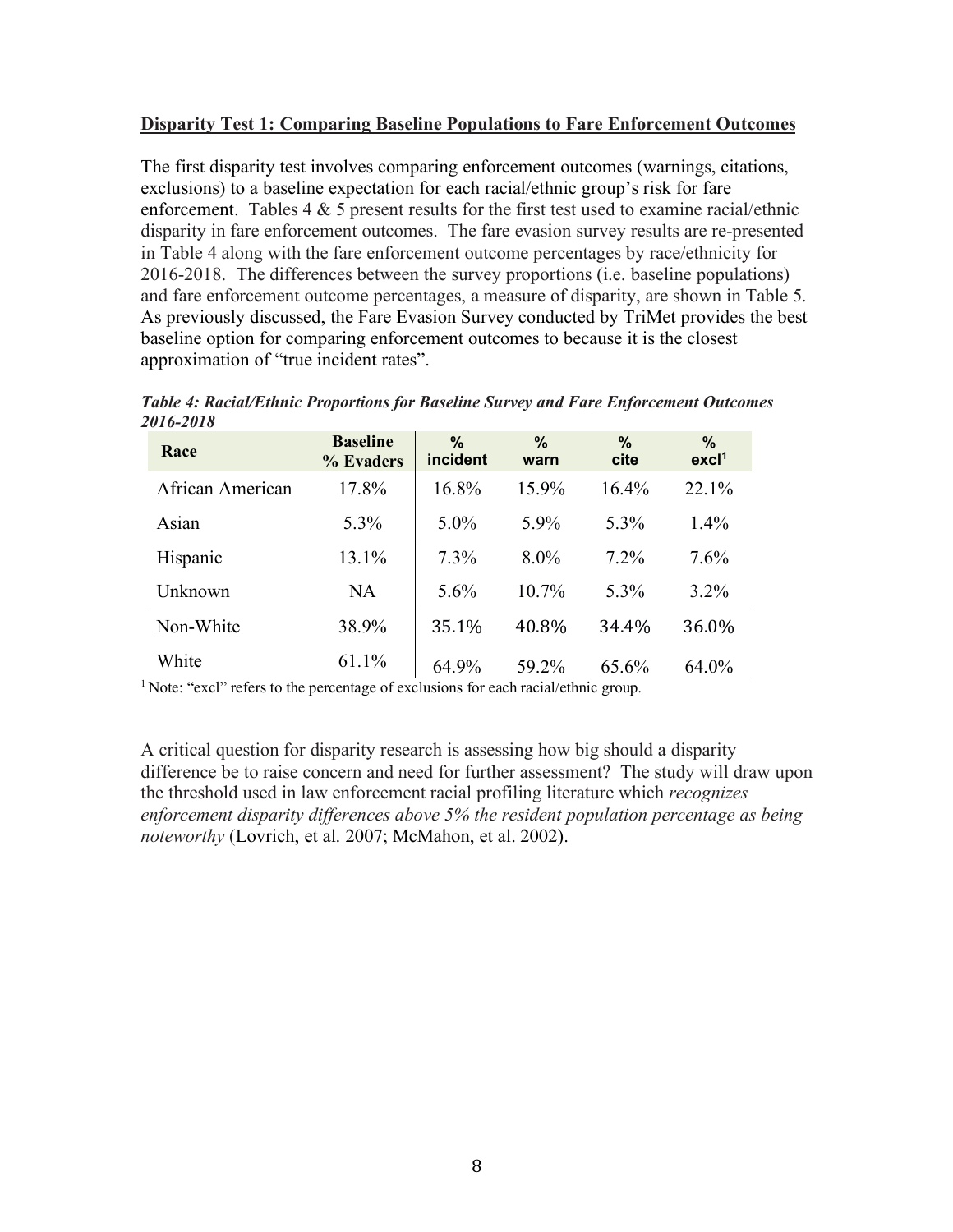**Disparity Test 1: Comparing Baseline Populations to Fare Enforcement Outcomes**

The first disparity test involves comparing enforcement outcomes (warnings, citations, exclusions) to a baseline expectation for each racial/ethnic group's risk for fare enforcement. Tables 4 & 5 present results for the first test used to examine racial/ethnic disparity in fare enforcement outcomes. The fare evasion survey results are re-presented in Table 4 along with the fare enforcement outcome percentages by race/ethnicity for 2016-2018. The differences between the survey proportions (i.e. baseline populations) and fare enforcement outcome percentages, a measure of disparity, are shown in Table 5. As previously discussed, the Fare Evasion Survey conducted by TriMet provides the best baseline option for comparing enforcement outcomes to because it is the closest approximation of "true incident rates".

***Table 4: Racial/Ethnic Proportions for Baseline Survey and Fare Enforcement Outcomes 2016-2018***

| Race | Baseline % Evaders | % incident | % warn | % cite | % excl[1] |
|---|---|---|---|---|---|
| African American | 17.8% | 16.8% | 15.9% | 16.4% | 22.1% |
| Asian | 5.3% | 5.0% | 5.9% | 5.3% | 1.4% |
| Hispanic | 13.1% | 7.3% | 8.0% | 7.2% | 7.6% |
| Unknown | NA | 5.6% | 10.7% | 5.3% | 3.2% |
| Non-White | 38.9% | 35.1% | 40.8% | 34.4% | 36.0% |
| White | 61.1% | 64.9% | 59.2% | 65.6% | 64.0% |

[1] Note: "excl" refers to the percentage of exclusions for each racial/ethnic group.

A critical question for disparity research is assessing how big should a disparity difference be to raise concern and need for further assessment? The study will draw upon the threshold used in law enforcement racial profiling literature which *recognizes enforcement disparity differences above 5% the resident population percentage as being noteworthy* (Lovrich, et al. 2007; McMahon, et al. 2002).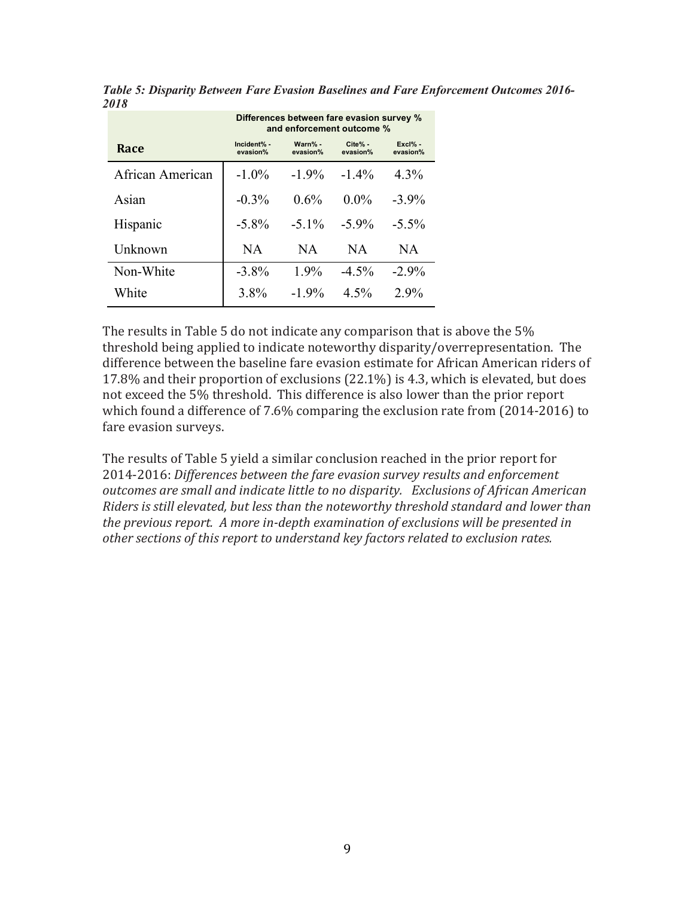*Table 5: Disparity Between Fare Evasion Baselines and Fare Enforcement Outcomes 2016-2018*

| Race | Differences between fare evasion survey % and enforcement outcome % | | | |
|---|---|---|---|---|
| | Incident% - evasion% | Warn% - evasion% | Cite% - evasion% | Excl% - evasion% |
| African American | -1.0% | -1.9% | -1.4% | 4.3% |
| Asian | -0.3% | 0.6% | 0.0% | -3.9% |
| Hispanic | -5.8% | -5.1% | -5.9% | -5.5% |
| Unknown | NA | NA | NA | NA |
| Non-White | -3.8% | 1.9% | -4.5% | -2.9% |
| White | 3.8% | -1.9% | 4.5% | 2.9% |

The results in Table 5 do not indicate any comparison that is above the 5% threshold being applied to indicate noteworthy disparity/overrepresentation. The difference between the baseline fare evasion estimate for African American riders of 17.8% and their proportion of exclusions (22.1%) is 4.3, which is elevated, but does not exceed the 5% threshold. This difference is also lower than the prior report which found a difference of 7.6% comparing the exclusion rate from (2014-2016) to fare evasion surveys.

The results of Table 5 yield a similar conclusion reached in the prior report for 2014-2016: *Differences between the fare evasion survey results and enforcement outcomes are small and indicate little to no disparity. Exclusions of African American Riders is still elevated, but less than the noteworthy threshold standard and lower than the previous report. A more in-depth examination of exclusions will be presented in other sections of this report to understand key factors related to exclusion rates.*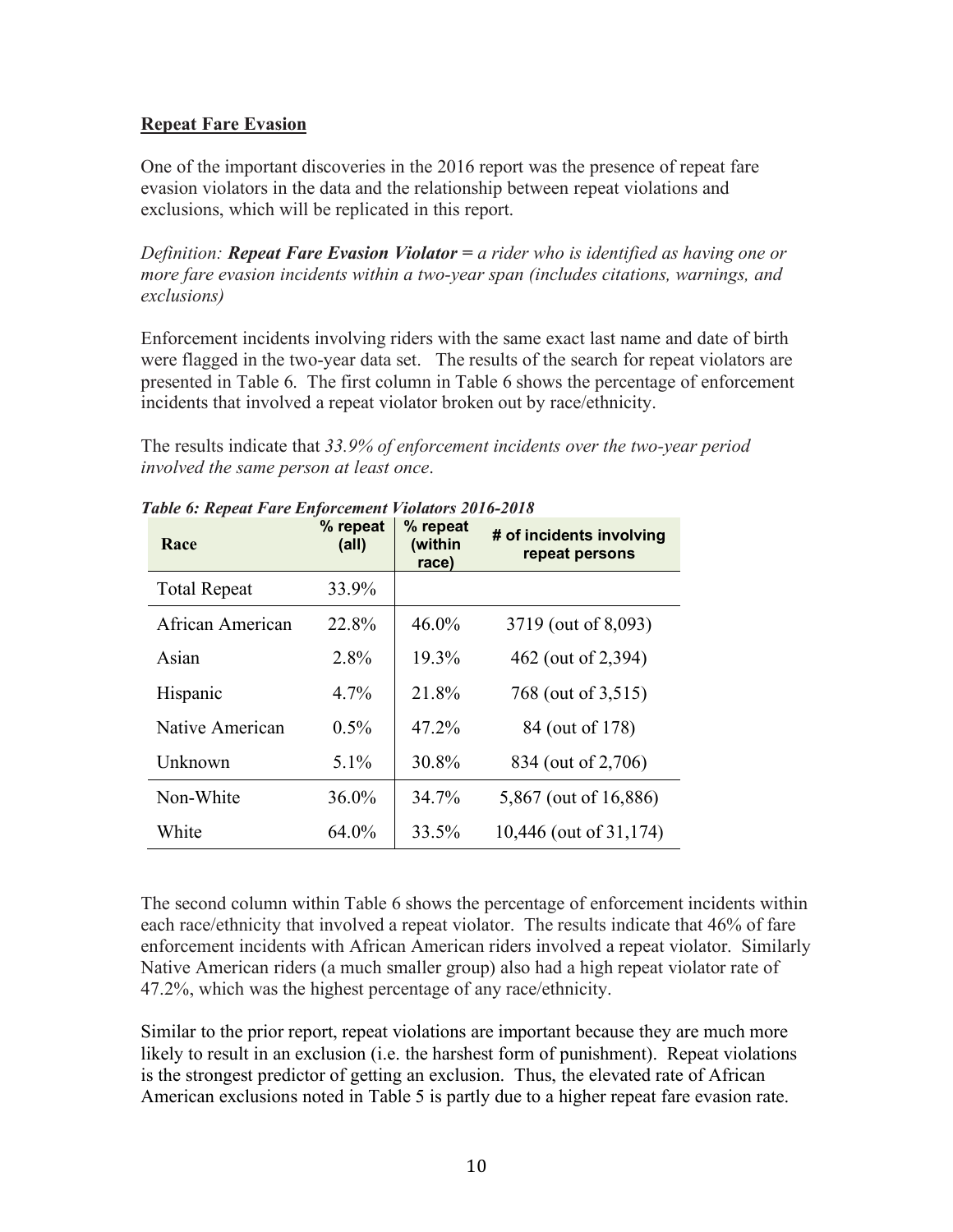## Repeat Fare Evasion

One of the important discoveries in the 2016 report was the presence of repeat fare evasion violators in the data and the relationship between repeat violations and exclusions, which will be replicated in this report.

*Definition: **Repeat Fare Evasion Violator** = a rider who is identified as having one or more fare evasion incidents within a two-year span (includes citations, warnings, and exclusions)*

Enforcement incidents involving riders with the same exact last name and date of birth were flagged in the two-year data set. The results of the search for repeat violators are presented in Table 6. The first column in Table 6 shows the percentage of enforcement incidents that involved a repeat violator broken out by race/ethnicity.

The results indicate that *33.9% of enforcement incidents over the two-year period involved the same person at least once*.

***Table 6: Repeat Fare Enforcement Violators 2016-2018***

| Race | % repeat (all) | % repeat (within race) | # of incidents involving repeat persons |
|---|---|---|---|
| Total Repeat | 33.9% | | |
| African American | 22.8% | 46.0% | 3719 (out of 8,093) |
| Asian | 2.8% | 19.3% | 462 (out of 2,394) |
| Hispanic | 4.7% | 21.8% | 768 (out of 3,515) |
| Native American | 0.5% | 47.2% | 84 (out of 178) |
| Unknown | 5.1% | 30.8% | 834 (out of 2,706) |
| Non-White | 36.0% | 34.7% | 5,867 (out of 16,886) |
| White | 64.0% | 33.5% | 10,446 (out of 31,174) |

The second column within Table 6 shows the percentage of enforcement incidents within each race/ethnicity that involved a repeat violator. The results indicate that 46% of fare enforcement incidents with African American riders involved a repeat violator. Similarly Native American riders (a much smaller group) also had a high repeat violator rate of 47.2%, which was the highest percentage of any race/ethnicity.

Similar to the prior report, repeat violations are important because they are much more likely to result in an exclusion (i.e. the harshest form of punishment). Repeat violations is the strongest predictor of getting an exclusion. Thus, the elevated rate of African American exclusions noted in Table 5 is partly due to a higher repeat fare evasion rate.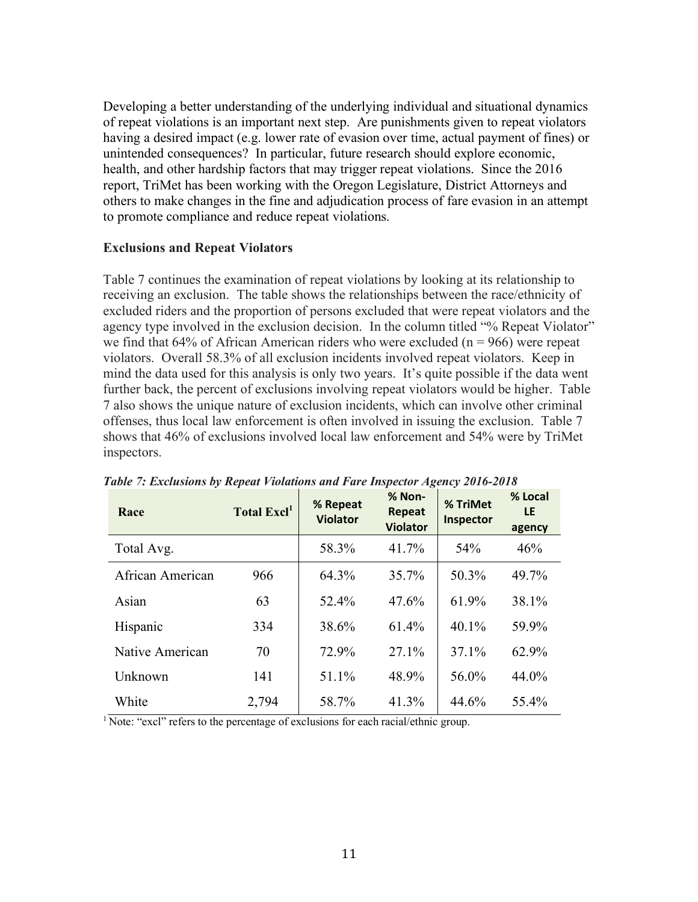Developing a better understanding of the underlying individual and situational dynamics of repeat violations is an important next step. Are punishments given to repeat violators having a desired impact (e.g. lower rate of evasion over time, actual payment of fines) or unintended consequences? In particular, future research should explore economic, health, and other hardship factors that may trigger repeat violations. Since the 2016 report, TriMet has been working with the Oregon Legislature, District Attorneys and others to make changes in the fine and adjudication process of fare evasion in an attempt to promote compliance and reduce repeat violations.

**Exclusions and Repeat Violators**

Table 7 continues the examination of repeat violations by looking at its relationship to receiving an exclusion. The table shows the relationships between the race/ethnicity of excluded riders and the proportion of persons excluded that were repeat violators and the agency type involved in the exclusion decision. In the column titled "% Repeat Violator" we find that 64% of African American riders who were excluded (n = 966) were repeat violators. Overall 58.3% of all exclusion incidents involved repeat violators. Keep in mind the data used for this analysis is only two years. It's quite possible if the data went further back, the percent of exclusions involving repeat violators would be higher. Table 7 also shows the unique nature of exclusion incidents, which can involve other criminal offenses, thus local law enforcement is often involved in issuing the exclusion. Table 7 shows that 46% of exclusions involved local law enforcement and 54% were by TriMet inspectors.

***Table 7: Exclusions by Repeat Violations and Fare Inspector Agency 2016-2018***

| Race | Total Excl[1] | % Repeat Violator | % Non-Repeat Violator | % TriMet Inspector | % Local LE agency |
|---|---|---|---|---|---|
| Total Avg. | | 58.3% | 41.7% | 54% | 46% |
| African American | 966 | 64.3% | 35.7% | 50.3% | 49.7% |
| Asian | 63 | 52.4% | 47.6% | 61.9% | 38.1% |
| Hispanic | 334 | 38.6% | 61.4% | 40.1% | 59.9% |
| Native American | 70 | 72.9% | 27.1% | 37.1% | 62.9% |
| Unknown | 141 | 51.1% | 48.9% | 56.0% | 44.0% |
| White | 2,794 | 58.7% | 41.3% | 44.6% | 55.4% |

[1] Note: "excl" refers to the percentage of exclusions for each racial/ethnic group.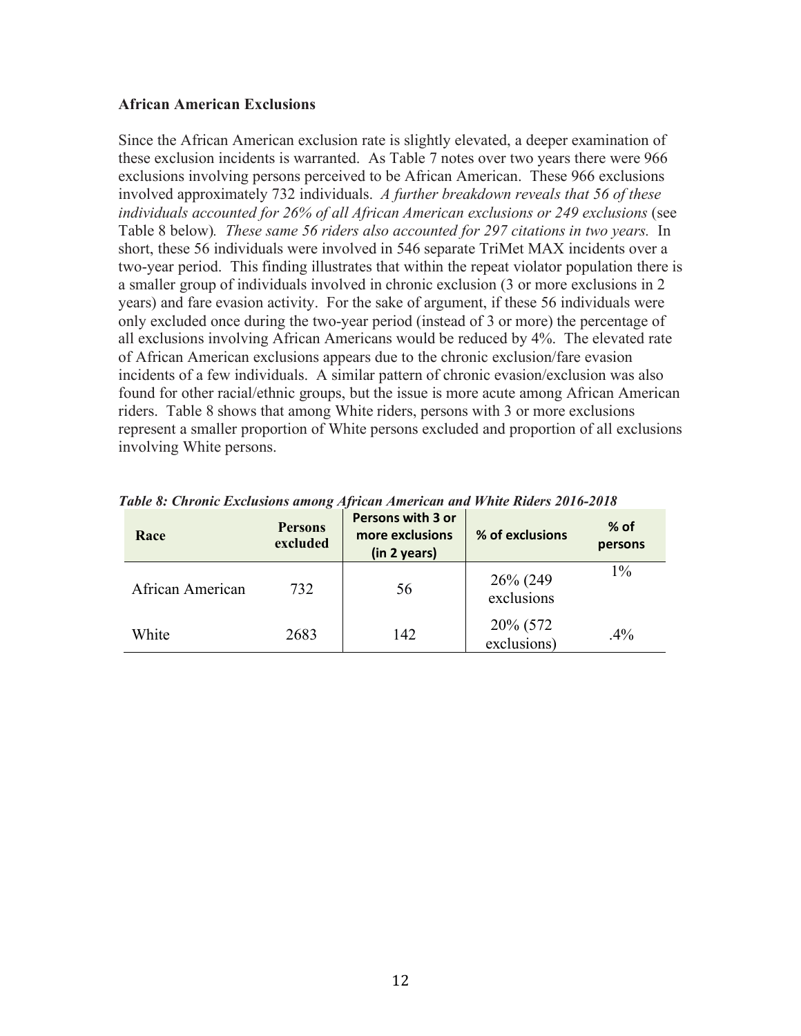**African American Exclusions**

Since the African American exclusion rate is slightly elevated, a deeper examination of these exclusion incidents is warranted. As Table 7 notes over two years there were 966 exclusions involving persons perceived to be African American. These 966 exclusions involved approximately 732 individuals. *A further breakdown reveals that 56 of these individuals accounted for 26% of all African American exclusions or 249 exclusions* (see Table 8 below)*. These same 56 riders also accounted for 297 citations in two years.* In short, these 56 individuals were involved in 546 separate TriMet MAX incidents over a two-year period. This finding illustrates that within the repeat violator population there is a smaller group of individuals involved in chronic exclusion (3 or more exclusions in 2 years) and fare evasion activity. For the sake of argument, if these 56 individuals were only excluded once during the two-year period (instead of 3 or more) the percentage of all exclusions involving African Americans would be reduced by 4%. The elevated rate of African American exclusions appears due to the chronic exclusion/fare evasion incidents of a few individuals. A similar pattern of chronic evasion/exclusion was also found for other racial/ethnic groups, but the issue is more acute among African American riders. Table 8 shows that among White riders, persons with 3 or more exclusions represent a smaller proportion of White persons excluded and proportion of all exclusions involving White persons.

***Table 8: Chronic Exclusions among African American and White Riders 2016-2018***

| Race | Persons excluded | Persons with 3 or more exclusions (in 2 years) | % of exclusions | % of persons |
|---|---|---|---|---|
| African American | 732 | 56 | 26% (249 exclusions | 1% |
| White | 2683 | 142 | 20% (572 exclusions) | .4% |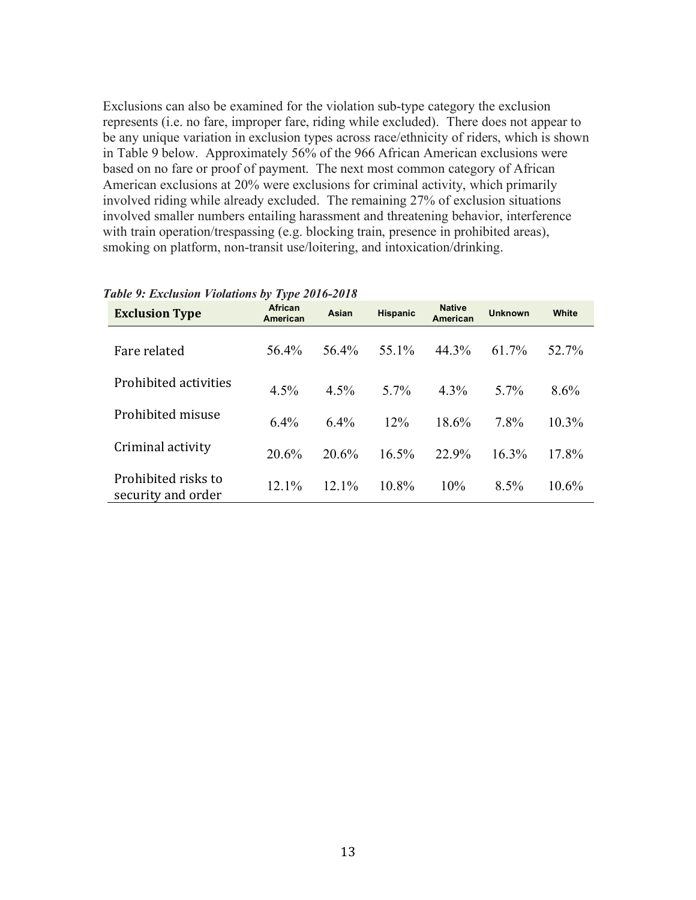Exclusions can also be examined for the violation sub-type category the exclusion represents (i.e. no fare, improper fare, riding while excluded). There does not appear to be any unique variation in exclusion types across race/ethnicity of riders, which is shown in Table 9 below. Approximately 56% of the 966 African American exclusions were based on no fare or proof of payment. The next most common category of African American exclusions at 20% were exclusions for criminal activity, which primarily involved riding while already excluded. The remaining 27% of exclusion situations involved smaller numbers entailing harassment and threatening behavior, interference with train operation/trespassing (e.g. blocking train, presence in prohibited areas), smoking on platform, non-transit use/loitering, and intoxication/drinking.

***Table 9: Exclusion Violations by Type 2016-2018***

| **Exclusion Type** | African American | Asian | Hispanic | Native American | Unknown | White |
|---|---|---|---|---|---|---|
| Fare related | 56.4% | 56.4% | 55.1% | 44.3% | 61.7% | 52.7% |
| Prohibited activities | 4.5% | 4.5% | 5.7% | 4.3% | 5.7% | 8.6% |
| Prohibited misuse | 6.4% | 6.4% | 12% | 18.6% | 7.8% | 10.3% |
| Criminal activity | 20.6% | 20.6% | 16.5% | 22.9% | 16.3% | 17.8% |
| Prohibited risks to security and order | 12.1% | 12.1% | 10.8% | 10% | 8.5% | 10.6% |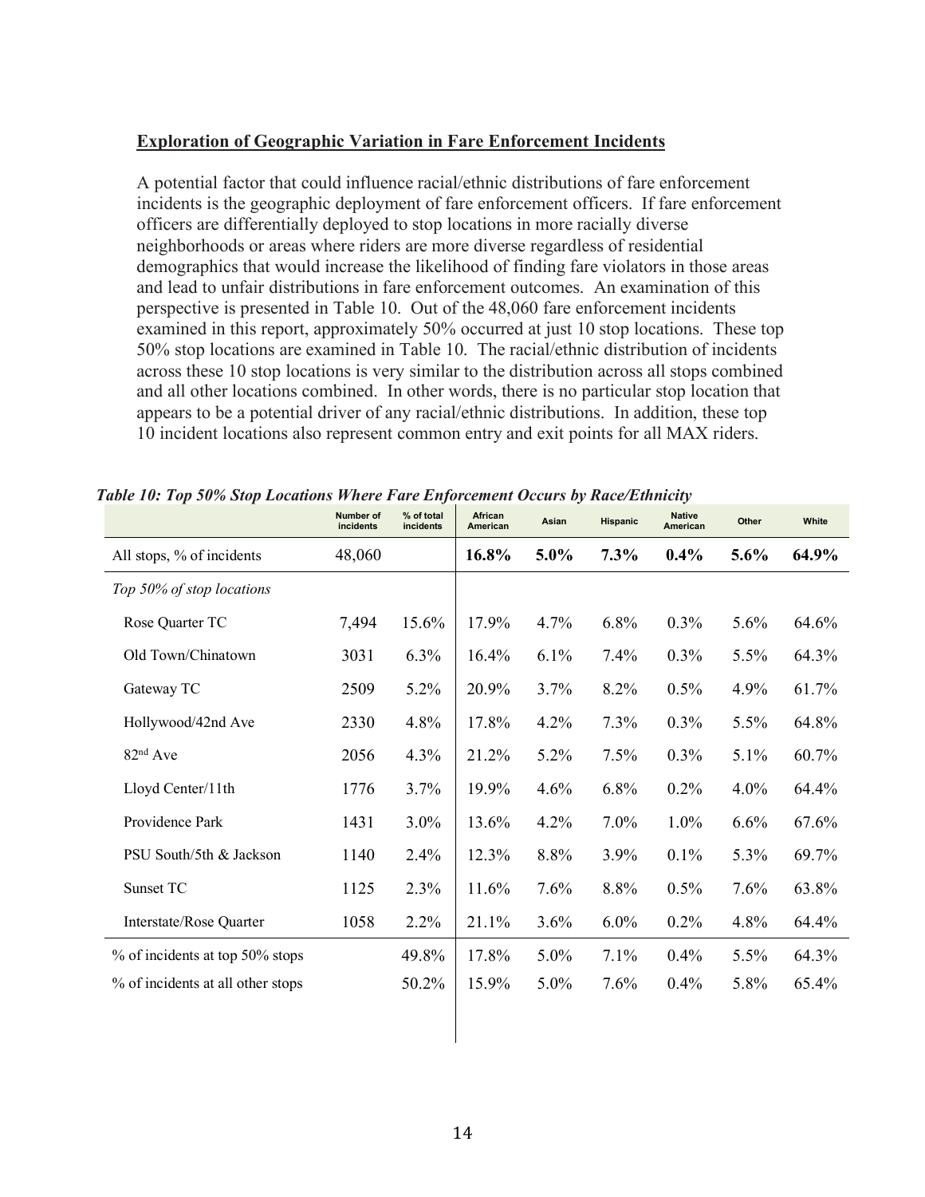**Exploration of Geographic Variation in Fare Enforcement Incidents**

A potential factor that could influence racial/ethnic distributions of fare enforcement incidents is the geographic deployment of fare enforcement officers. If fare enforcement officers are differentially deployed to stop locations in more racially diverse neighborhoods or areas where riders are more diverse regardless of residential demographics that would increase the likelihood of finding fare violators in those areas and lead to unfair distributions in fare enforcement outcomes. An examination of this perspective is presented in Table 10. Out of the 48,060 fare enforcement incidents examined in this report, approximately 50% occurred at just 10 stop locations. These top 50% stop locations are examined in Table 10. The racial/ethnic distribution of incidents across these 10 stop locations is very similar to the distribution across all stops combined and all other locations combined. In other words, there is no particular stop location that appears to be a potential driver of any racial/ethnic distributions. In addition, these top 10 incident locations also represent common entry and exit points for all MAX riders.

***Table 10: Top 50% Stop Locations Where Fare Enforcement Occurs by Race/Ethnicity***

| | Number of incidents | % of total incidents | African American | Asian | Hispanic | Native American | Other | White |
|---|---|---|---|---|---|---|---|---|
| All stops, % of incidents | 48,060 | | **16.8%** | **5.0%** | **7.3%** | **0.4%** | **5.6%** | **64.9%** |
| *Top 50% of stop locations* | | | | | | | | |
| Rose Quarter TC | 7,494 | 15.6% | 17.9% | 4.7% | 6.8% | 0.3% | 5.6% | 64.6% |
| Old Town/Chinatown | 3031 | 6.3% | 16.4% | 6.1% | 7.4% | 0.3% | 5.5% | 64.3% |
| Gateway TC | 2509 | 5.2% | 20.9% | 3.7% | 8.2% | 0.5% | 4.9% | 61.7% |
| Hollywood/42nd Ave | 2330 | 4.8% | 17.8% | 4.2% | 7.3% | 0.3% | 5.5% | 64.8% |
| 82nd Ave | 2056 | 4.3% | 21.2% | 5.2% | 7.5% | 0.3% | 5.1% | 60.7% |
| Lloyd Center/11th | 1776 | 3.7% | 19.9% | 4.6% | 6.8% | 0.2% | 4.0% | 64.4% |
| Providence Park | 1431 | 3.0% | 13.6% | 4.2% | 7.0% | 1.0% | 6.6% | 67.6% |
| PSU South/5th & Jackson | 1140 | 2.4% | 12.3% | 8.8% | 3.9% | 0.1% | 5.3% | 69.7% |
| Sunset TC | 1125 | 2.3% | 11.6% | 7.6% | 8.8% | 0.5% | 7.6% | 63.8% |
| Interstate/Rose Quarter | 1058 | 2.2% | 21.1% | 3.6% | 6.0% | 0.2% | 4.8% | 64.4% |
| % of incidents at top 50% stops | | 49.8% | 17.8% | 5.0% | 7.1% | 0.4% | 5.5% | 64.3% |
| % of incidents at all other stops | | 50.2% | 15.9% | 5.0% | 7.6% | 0.4% | 5.8% | 65.4% |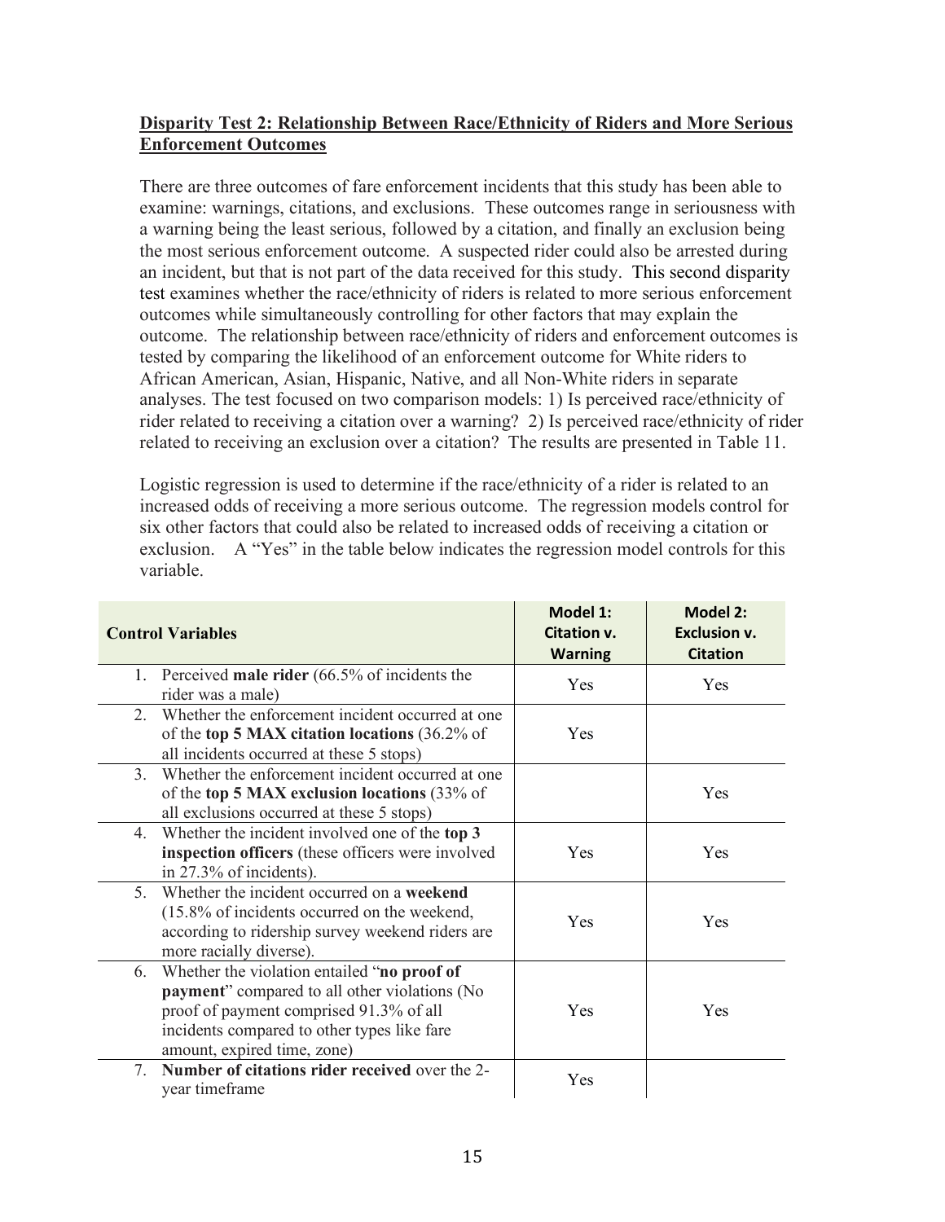**<u>Disparity Test 2: Relationship Between Race/Ethnicity of Riders and More Serious Enforcement Outcomes</u>**

There are three outcomes of fare enforcement incidents that this study has been able to examine: warnings, citations, and exclusions. These outcomes range in seriousness with a warning being the least serious, followed by a citation, and finally an exclusion being the most serious enforcement outcome. A suspected rider could also be arrested during an incident, but that is not part of the data received for this study. This second disparity test examines whether the race/ethnicity of riders is related to more serious enforcement outcomes while simultaneously controlling for other factors that may explain the outcome. The relationship between race/ethnicity of riders and enforcement outcomes is tested by comparing the likelihood of an enforcement outcome for White riders to African American, Asian, Hispanic, Native, and all Non-White riders in separate analyses. The test focused on two comparison models: 1) Is perceived race/ethnicity of rider related to receiving a citation over a warning? 2) Is perceived race/ethnicity of rider related to receiving an exclusion over a citation? The results are presented in Table 11.

Logistic regression is used to determine if the race/ethnicity of a rider is related to an increased odds of receiving a more serious outcome. The regression models control for six other factors that could also be related to increased odds of receiving a citation or exclusion. A "Yes" in the table below indicates the regression model controls for this variable.

| **Control Variables** | **Model 1: Citation v. Warning** | **Model 2: Exclusion v. Citation** |
|---|---|---|
| 1. Perceived **male rider** (66.5% of incidents the rider was a male) | Yes | Yes |
| 2. Whether the enforcement incident occurred at one of the **top 5 MAX citation locations** (36.2% of all incidents occurred at these 5 stops) | Yes | |
| 3. Whether the enforcement incident occurred at one of the **top 5 MAX exclusion locations** (33% of all exclusions occurred at these 5 stops) | | Yes |
| 4. Whether the incident involved one of the **top 3 inspection officers** (these officers were involved in 27.3% of incidents). | Yes | Yes |
| 5. Whether the incident occurred on a **weekend** (15.8% of incidents occurred on the weekend, according to ridership survey weekend riders are more racially diverse). | Yes | Yes |
| 6. Whether the violation entailed "**no proof of payment**" compared to all other violations (No proof of payment comprised 91.3% of all incidents compared to other types like fare amount, expired time, zone) | Yes | Yes |
| 7. **Number of citations rider received** over the 2-year timeframe | Yes | |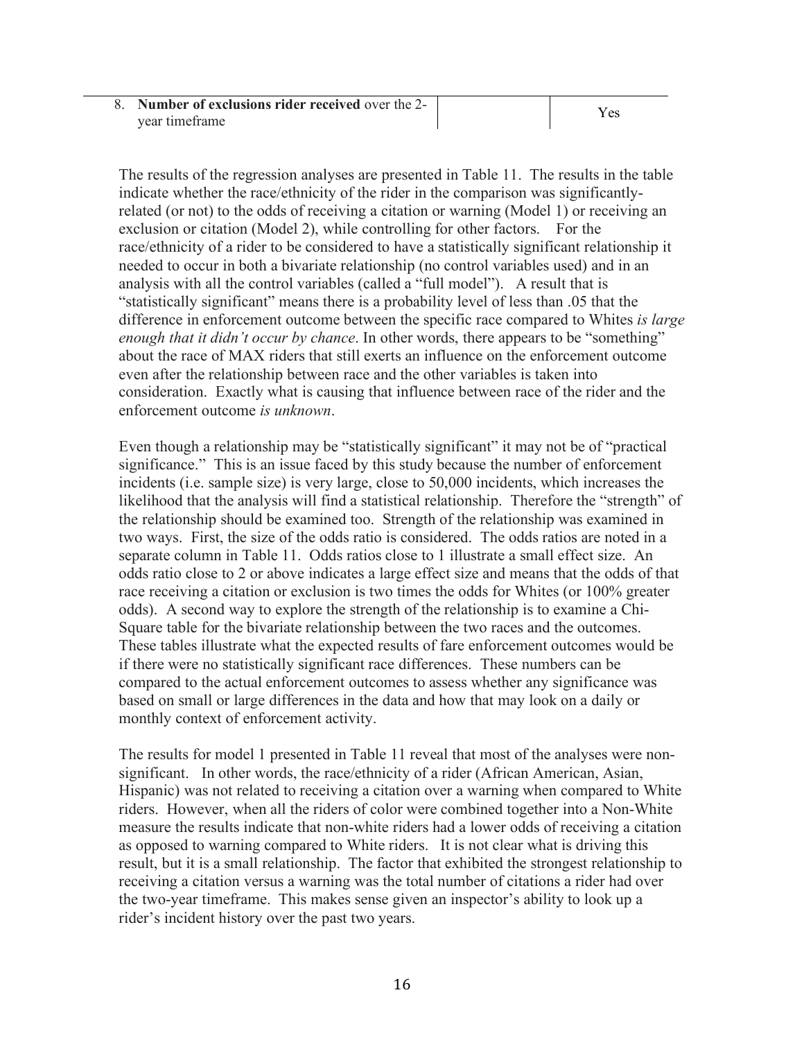| | | |
|---|---|---|
| 8. **Number of exclusions rider received** over the 2-year timeframe | | Yes |

The results of the regression analyses are presented in Table 11. The results in the table indicate whether the race/ethnicity of the rider in the comparison was significantly-related (or not) to the odds of receiving a citation or warning (Model 1) or receiving an exclusion or citation (Model 2), while controlling for other factors. For the race/ethnicity of a rider to be considered to have a statistically significant relationship it needed to occur in both a bivariate relationship (no control variables used) and in an analysis with all the control variables (called a "full model"). A result that is "statistically significant" means there is a probability level of less than .05 that the difference in enforcement outcome between the specific race compared to Whites *is large enough that it didn't occur by chance*. In other words, there appears to be "something" about the race of MAX riders that still exerts an influence on the enforcement outcome even after the relationship between race and the other variables is taken into consideration. Exactly what is causing that influence between race of the rider and the enforcement outcome *is unknown*.

Even though a relationship may be "statistically significant" it may not be of "practical significance." This is an issue faced by this study because the number of enforcement incidents (i.e. sample size) is very large, close to 50,000 incidents, which increases the likelihood that the analysis will find a statistical relationship. Therefore the "strength" of the relationship should be examined too. Strength of the relationship was examined in two ways. First, the size of the odds ratio is considered. The odds ratios are noted in a separate column in Table 11. Odds ratios close to 1 illustrate a small effect size. An odds ratio close to 2 or above indicates a large effect size and means that the odds of that race receiving a citation or exclusion is two times the odds for Whites (or 100% greater odds). A second way to explore the strength of the relationship is to examine a Chi-Square table for the bivariate relationship between the two races and the outcomes. These tables illustrate what the expected results of fare enforcement outcomes would be if there were no statistically significant race differences. These numbers can be compared to the actual enforcement outcomes to assess whether any significance was based on small or large differences in the data and how that may look on a daily or monthly context of enforcement activity.

The results for model 1 presented in Table 11 reveal that most of the analyses were non-significant. In other words, the race/ethnicity of a rider (African American, Asian, Hispanic) was not related to receiving a citation over a warning when compared to White riders. However, when all the riders of color were combined together into a Non-White measure the results indicate that non-white riders had a lower odds of receiving a citation as opposed to warning compared to White riders. It is not clear what is driving this result, but it is a small relationship. The factor that exhibited the strongest relationship to receiving a citation versus a warning was the total number of citations a rider had over the two-year timeframe. This makes sense given an inspector's ability to look up a rider's incident history over the past two years.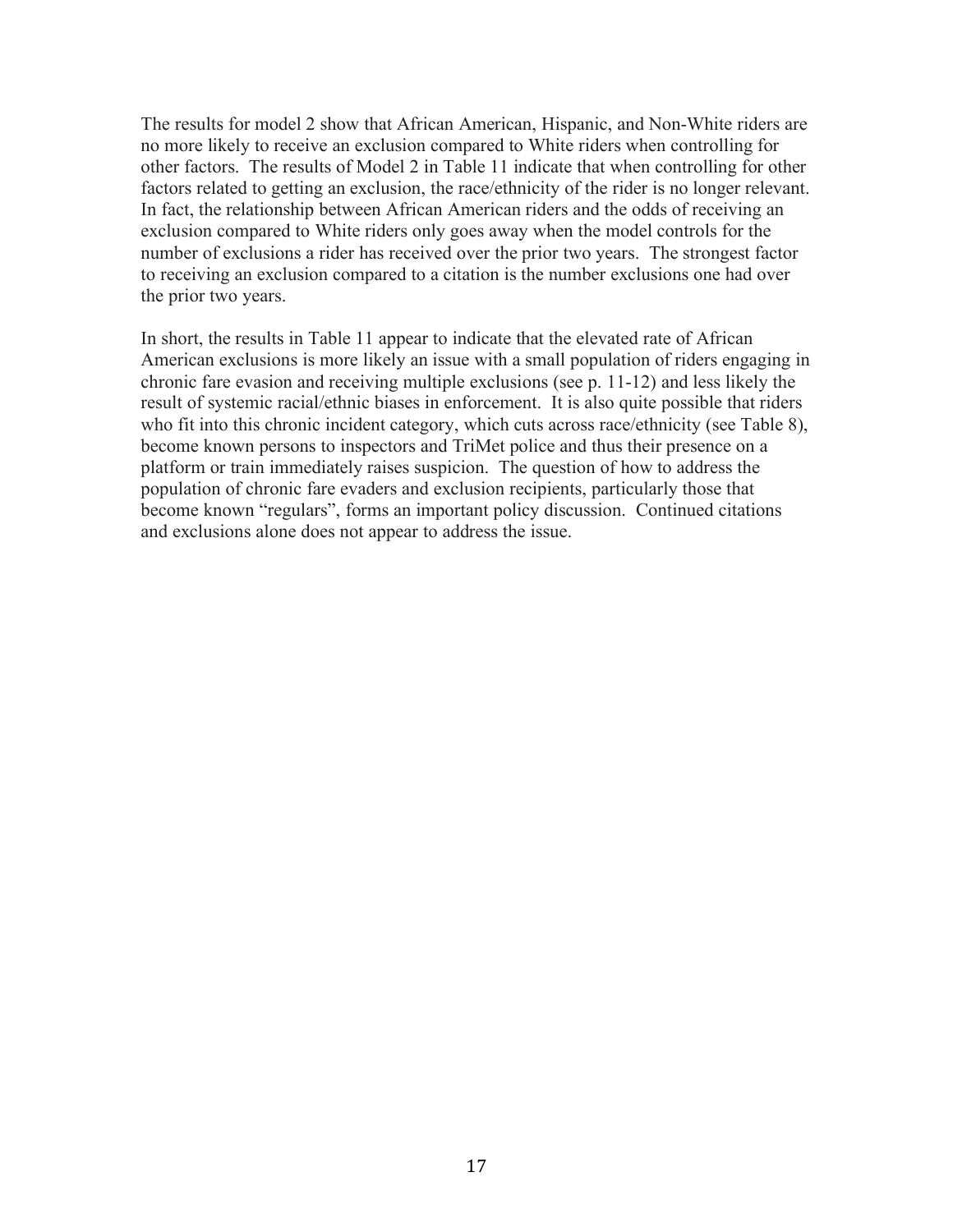The results for model 2 show that African American, Hispanic, and Non-White riders are no more likely to receive an exclusion compared to White riders when controlling for other factors. The results of Model 2 in Table 11 indicate that when controlling for other factors related to getting an exclusion, the race/ethnicity of the rider is no longer relevant. In fact, the relationship between African American riders and the odds of receiving an exclusion compared to White riders only goes away when the model controls for the number of exclusions a rider has received over the prior two years. The strongest factor to receiving an exclusion compared to a citation is the number exclusions one had over the prior two years.

In short, the results in Table 11 appear to indicate that the elevated rate of African American exclusions is more likely an issue with a small population of riders engaging in chronic fare evasion and receiving multiple exclusions (see p. 11-12) and less likely the result of systemic racial/ethnic biases in enforcement. It is also quite possible that riders who fit into this chronic incident category, which cuts across race/ethnicity (see Table 8), become known persons to inspectors and TriMet police and thus their presence on a platform or train immediately raises suspicion. The question of how to address the population of chronic fare evaders and exclusion recipients, particularly those that become known "regulars", forms an important policy discussion. Continued citations and exclusions alone does not appear to address the issue.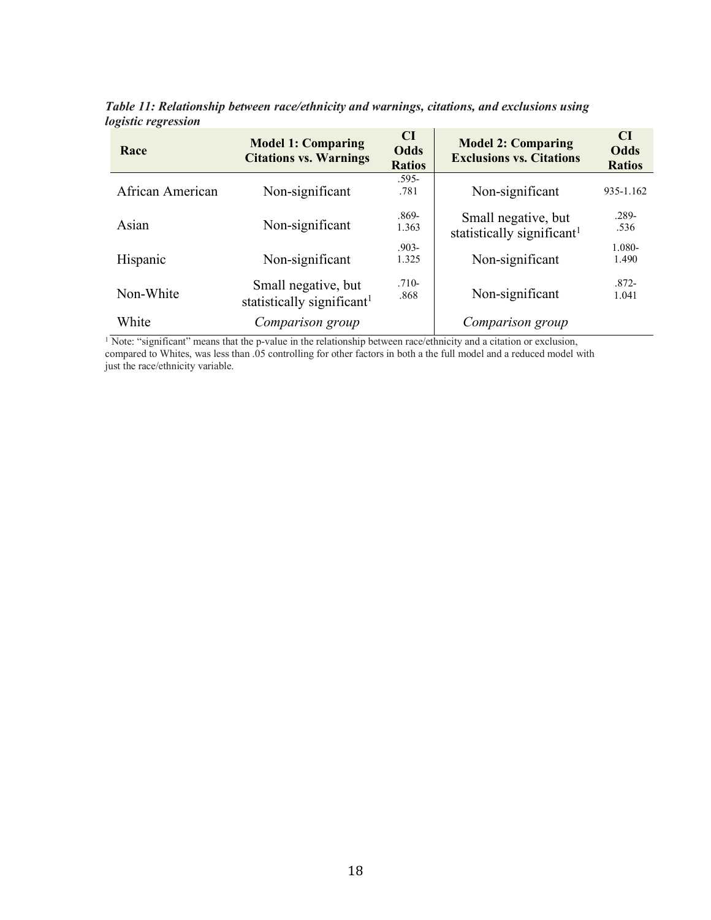***Table 11: Relationship between race/ethnicity and warnings, citations, and exclusions using logistic regression***

| Race | Model 1: Comparing Citations vs. Warnings | CI Odds Ratios | Model 2: Comparing Exclusions vs. Citations | CI Odds Ratios |
|---|---|---|---|---|
| African American | Non-significant | .595-.781 | Non-significant | 935-1.162 |
| Asian | Non-significant | .869-1.363 | Small negative, but statistically significant[1] | .289-.536 |
| Hispanic | Non-significant | .903-1.325 | Non-significant | 1.080-1.490 |
| Non-White | Small negative, but statistically significant[1] | .710-.868 | Non-significant | .872-1.041 |
| White | *Comparison group* | | *Comparison group* | |

[1] Note: "significant" means that the p-value in the relationship between race/ethnicity and a citation or exclusion, compared to Whites, was less than .05 controlling for other factors in both a the full model and a reduced model with just the race/ethnicity variable.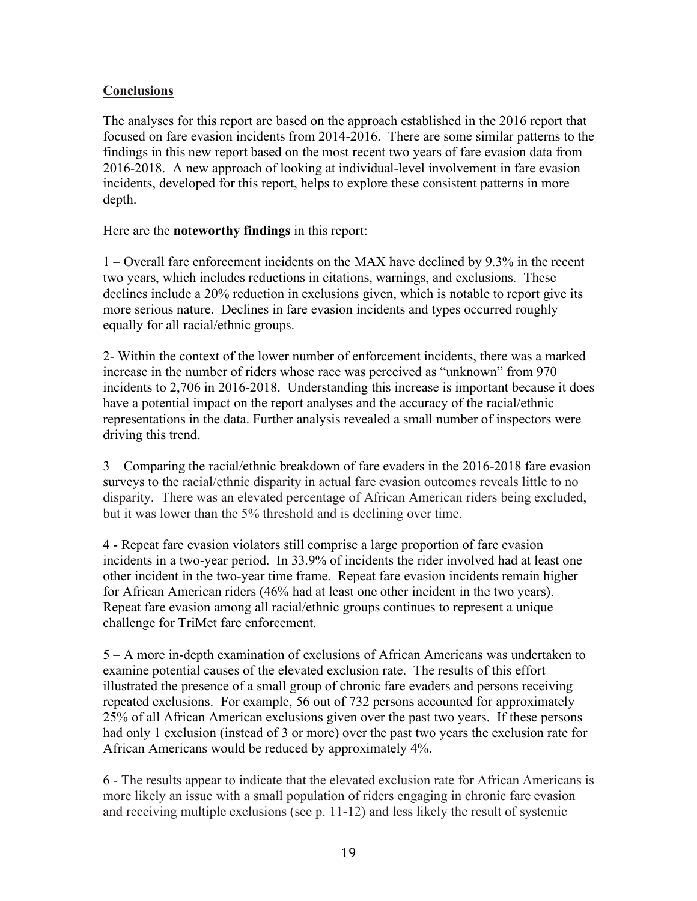## **Conclusions**

The analyses for this report are based on the approach established in the 2016 report that focused on fare evasion incidents from 2014-2016. There are some similar patterns to the findings in this new report based on the most recent two years of fare evasion data from 2016-2018. A new approach of looking at individual-level involvement in fare evasion incidents, developed for this report, helps to explore these consistent patterns in more depth.

Here are the **noteworthy findings** in this report:

1 – Overall fare enforcement incidents on the MAX have declined by 9.3% in the recent two years, which includes reductions in citations, warnings, and exclusions. These declines include a 20% reduction in exclusions given, which is notable to report give its more serious nature. Declines in fare evasion incidents and types occurred roughly equally for all racial/ethnic groups.

2- Within the context of the lower number of enforcement incidents, there was a marked increase in the number of riders whose race was perceived as "unknown" from 970 incidents to 2,706 in 2016-2018. Understanding this increase is important because it does have a potential impact on the report analyses and the accuracy of the racial/ethnic representations in the data. Further analysis revealed a small number of inspectors were driving this trend.

3 – Comparing the racial/ethnic breakdown of fare evaders in the 2016-2018 fare evasion surveys to the racial/ethnic disparity in actual fare evasion outcomes reveals little to no disparity. There was an elevated percentage of African American riders being excluded, but it was lower than the 5% threshold and is declining over time.

4 - Repeat fare evasion violators still comprise a large proportion of fare evasion incidents in a two-year period. In 33.9% of incidents the rider involved had at least one other incident in the two-year time frame. Repeat fare evasion incidents remain higher for African American riders (46% had at least one other incident in the two years). Repeat fare evasion among all racial/ethnic groups continues to represent a unique challenge for TriMet fare enforcement.

5 – A more in-depth examination of exclusions of African Americans was undertaken to examine potential causes of the elevated exclusion rate. The results of this effort illustrated the presence of a small group of chronic fare evaders and persons receiving repeated exclusions. For example, 56 out of 732 persons accounted for approximately 25% of all African American exclusions given over the past two years. If these persons had only 1 exclusion (instead of 3 or more) over the past two years the exclusion rate for African Americans would be reduced by approximately 4%.

6 - The results appear to indicate that the elevated exclusion rate for African Americans is more likely an issue with a small population of riders engaging in chronic fare evasion and receiving multiple exclusions (see p. 11-12) and less likely the result of systemic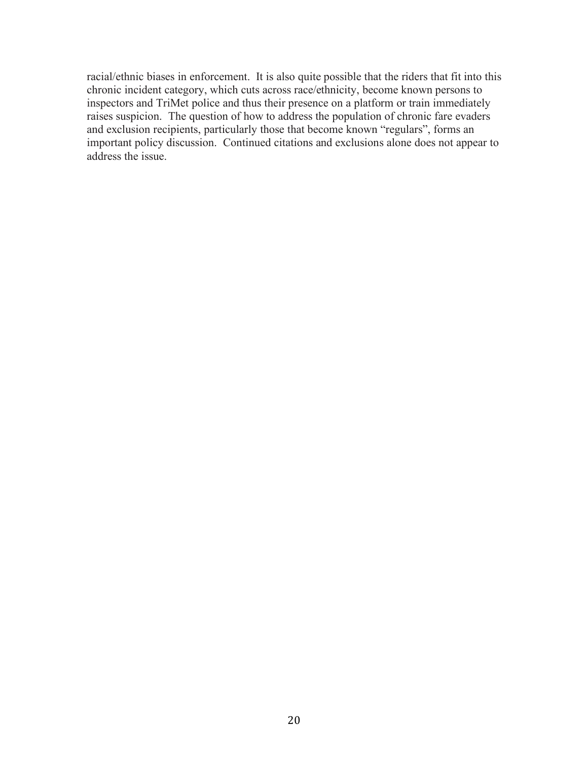racial/ethnic biases in enforcement. It is also quite possible that the riders that fit into this chronic incident category, which cuts across race/ethnicity, become known persons to inspectors and TriMet police and thus their presence on a platform or train immediately raises suspicion. The question of how to address the population of chronic fare evaders and exclusion recipients, particularly those that become known "regulars", forms an important policy discussion. Continued citations and exclusions alone does not appear to address the issue.